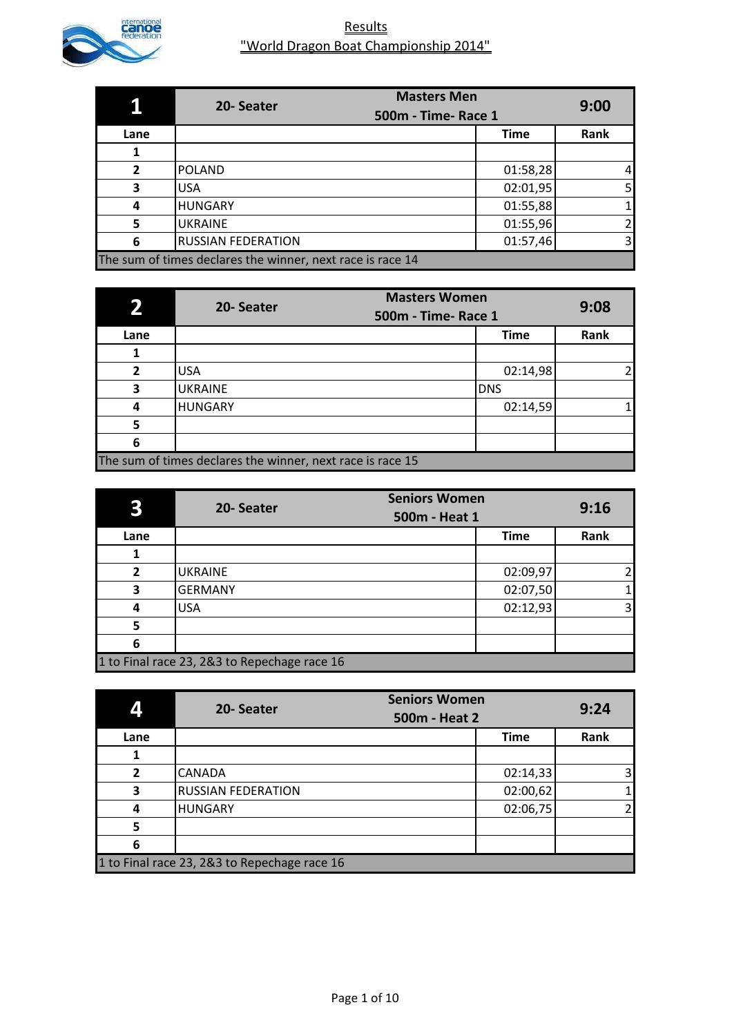# Results

## "World Dragon Boat Championship 2014"

| 1 | 20- Seater | Masters Men 500m - Time- Race 1 | 9:00 |
|---|---|---|---|
| Lane | | Time | Rank |
| 1 | | | |
| 2 | POLAND | 01:58,28 | 4 |
| 3 | USA | 02:01,95 | 5 |
| 4 | HUNGARY | 01:55,88 | 1 |
| 5 | UKRAINE | 01:55,96 | 2 |
| 6 | RUSSIAN FEDERATION | 01:57,46 | 3 |
| The sum of times declares the winner, next race is race 14 | | | |

| 2 | 20- Seater | Masters Women 500m - Time- Race 1 | 9:08 |
|---|---|---|---|
| Lane | | Time | Rank |
| 1 | | | |
| 2 | USA | 02:14,98 | 2 |
| 3 | UKRAINE | DNS | |
| 4 | HUNGARY | 02:14,59 | 1 |
| 5 | | | |
| 6 | | | |
| The sum of times declares the winner, next race is race 15 | | | |

| 3 | 20- Seater | Seniors Women 500m - Heat 1 | 9:16 |
|---|---|---|---|
| Lane | | Time | Rank |
| 1 | | | |
| 2 | UKRAINE | 02:09,97 | 2 |
| 3 | GERMANY | 02:07,50 | 1 |
| 4 | USA | 02:12,93 | 3 |
| 5 | | | |
| 6 | | | |
| 1 to Final race 23, 2&3 to Repechage race 16 | | | |

| 4 | 20- Seater | Seniors Women 500m - Heat 2 | 9:24 |
|---|---|---|---|
| Lane | | Time | Rank |
| 1 | | | |
| 2 | CANADA | 02:14,33 | 3 |
| 3 | RUSSIAN FEDERATION | 02:00,62 | 1 |
| 4 | HUNGARY | 02:06,75 | 2 |
| 5 | | | |
| 6 | | | |
| 1 to Final race 23, 2&3 to Repechage race 16 | | | |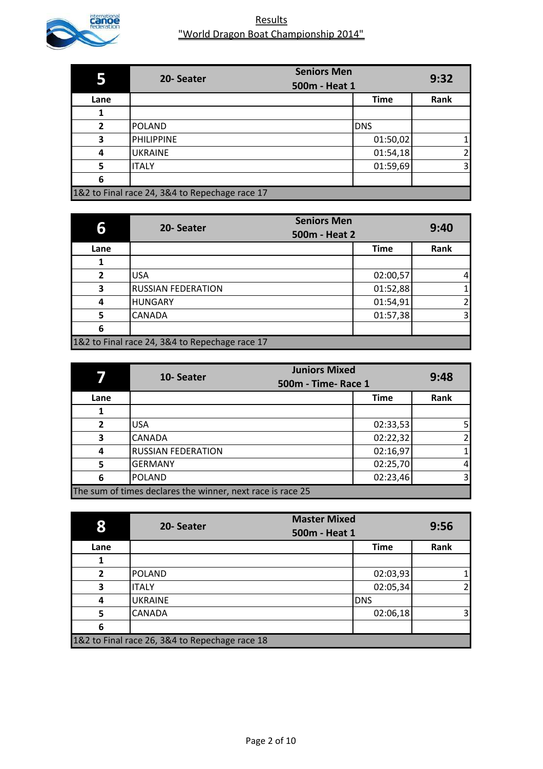## Results

## "World Dragon Boat Championship 2014"

| 5 | 20- Seater | Seniors Men 500m - Heat 1 | 9:32 |
|---|---|---|---|
| Lane | | Time | Rank |
| 1 | | | |
| 2 | POLAND | DNS | |
| 3 | PHILIPPINE | 01:50,02 | 1 |
| 4 | UKRAINE | 01:54,18 | 2 |
| 5 | ITALY | 01:59,69 | 3 |
| 6 | | | |
| 1&2 to Final race 24, 3&4 to Repechage race 17 | | | |

| 6 | 20- Seater | Seniors Men 500m - Heat 2 | 9:40 |
|---|---|---|---|
| Lane | | Time | Rank |
| 1 | | | |
| 2 | USA | 02:00,57 | 4 |
| 3 | RUSSIAN FEDERATION | 01:52,88 | 1 |
| 4 | HUNGARY | 01:54,91 | 2 |
| 5 | CANADA | 01:57,38 | 3 |
| 6 | | | |
| 1&2 to Final race 24, 3&4 to Repechage race 17 | | | |

| 7 | 10- Seater | Juniors Mixed 500m - Time- Race 1 | 9:48 |
|---|---|---|---|
| Lane | | Time | Rank |
| 1 | | | |
| 2 | USA | 02:33,53 | 5 |
| 3 | CANADA | 02:22,32 | 2 |
| 4 | RUSSIAN FEDERATION | 02:16,97 | 1 |
| 5 | GERMANY | 02:25,70 | 4 |
| 6 | POLAND | 02:23,46 | 3 |
| The sum of times declares the winner, next race is race 25 | | | |

| 8 | 20- Seater | Master Mixed 500m - Heat 1 | 9:56 |
|---|---|---|---|
| Lane | | Time | Rank |
| 1 | | | |
| 2 | POLAND | 02:03,93 | 1 |
| 3 | ITALY | 02:05,34 | 2 |
| 4 | UKRAINE | DNS | |
| 5 | CANADA | 02:06,18 | 3 |
| 6 | | | |
| 1&2 to Final race 26, 3&4 to Repechage race 18 | | | |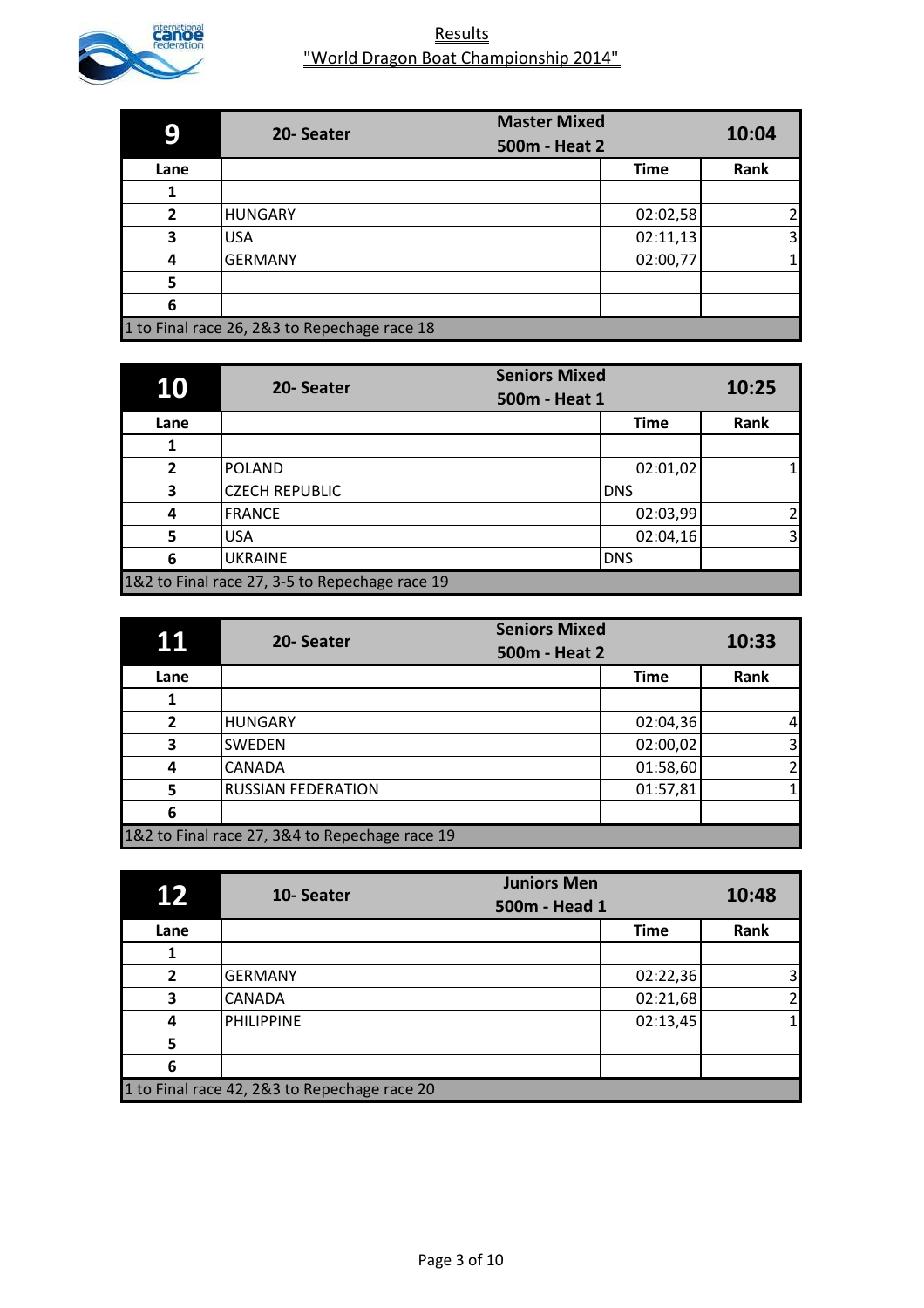Results

"World Dragon Boat Championship 2014"

| 9 | 20- Seater | Master Mixed 500m - Heat 2 | 10:04 |
|---|---|---|---|
| Lane | | Time | Rank |
| 1 | | | |
| 2 | HUNGARY | 02:02,58 | 2 |
| 3 | USA | 02:11,13 | 3 |
| 4 | GERMANY | 02:00,77 | 1 |
| 5 | | | |
| 6 | | | |
| 1 to Final race 26, 2&3 to Repechage race 18 | | | |

| 10 | 20- Seater | Seniors Mixed 500m - Heat 1 | 10:25 |
|---|---|---|---|
| Lane | | Time | Rank |
| 1 | | | |
| 2 | POLAND | 02:01,02 | 1 |
| 3 | CZECH REPUBLIC | DNS | |
| 4 | FRANCE | 02:03,99 | 2 |
| 5 | USA | 02:04,16 | 3 |
| 6 | UKRAINE | DNS | |
| 1&2 to Final race 27, 3-5 to Repechage race 19 | | | |

| 11 | 20- Seater | Seniors Mixed 500m - Heat 2 | 10:33 |
|---|---|---|---|
| Lane | | Time | Rank |
| 1 | | | |
| 2 | HUNGARY | 02:04,36 | 4 |
| 3 | SWEDEN | 02:00,02 | 3 |
| 4 | CANADA | 01:58,60 | 2 |
| 5 | RUSSIAN FEDERATION | 01:57,81 | 1 |
| 6 | | | |
| 1&2 to Final race 27, 3&4 to Repechage race 19 | | | |

| 12 | 10- Seater | Juniors Men 500m - Head 1 | 10:48 |
|---|---|---|---|
| Lane | | Time | Rank |
| 1 | | | |
| 2 | GERMANY | 02:22,36 | 3 |
| 3 | CANADA | 02:21,68 | 2 |
| 4 | PHILIPPINE | 02:13,45 | 1 |
| 5 | | | |
| 6 | | | |
| 1 to Final race 42, 2&3 to Repechage race 20 | | | |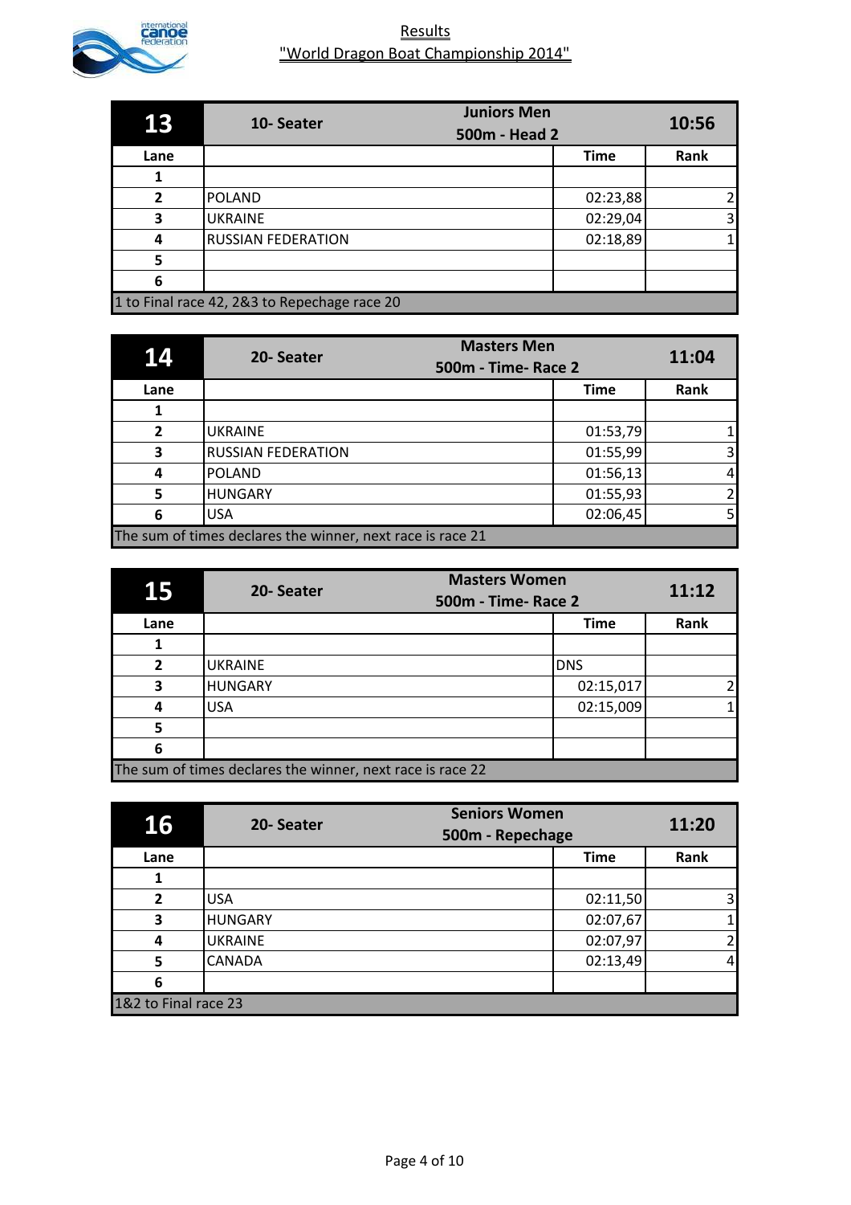# Results
## "World Dragon Boat Championship 2014"

| 13 | 10- Seater | Juniors Men 500m - Head 2 | 10:56 |
|---|---|---|---|
| **Lane** | | **Time** | **Rank** |
| 1 | | | |
| 2 | POLAND | 02:23,88 | 2 |
| 3 | UKRAINE | 02:29,04 | 3 |
| 4 | RUSSIAN FEDERATION | 02:18,89 | 1 |
| 5 | | | |
| 6 | | | |
| 1 to Final race 42, 2&3 to Repechage race 20 | | | |

| 14 | 20- Seater | Masters Men 500m - Time- Race 2 | 11:04 |
|---|---|---|---|
| **Lane** | | **Time** | **Rank** |
| 1 | | | |
| 2 | UKRAINE | 01:53,79 | 1 |
| 3 | RUSSIAN FEDERATION | 01:55,99 | 3 |
| 4 | POLAND | 01:56,13 | 4 |
| 5 | HUNGARY | 01:55,93 | 2 |
| 6 | USA | 02:06,45 | 5 |
| The sum of times declares the winner, next race is race 21 | | | |

| 15 | 20- Seater | Masters Women 500m - Time- Race 2 | 11:12 |
|---|---|---|---|
| **Lane** | | **Time** | **Rank** |
| 1 | | | |
| 2 | UKRAINE | DNS | |
| 3 | HUNGARY | 02:15,017 | 2 |
| 4 | USA | 02:15,009 | 1 |
| 5 | | | |
| 6 | | | |
| The sum of times declares the winner, next race is race 22 | | | |

| 16 | 20- Seater | Seniors Women 500m - Repechage | 11:20 |
|---|---|---|---|
| **Lane** | | **Time** | **Rank** |
| 1 | | | |
| 2 | USA | 02:11,50 | 3 |
| 3 | HUNGARY | 02:07,67 | 1 |
| 4 | UKRAINE | 02:07,97 | 2 |
| 5 | CANADA | 02:13,49 | 4 |
| 6 | | | |
| 1&2 to Final race 23 | | | |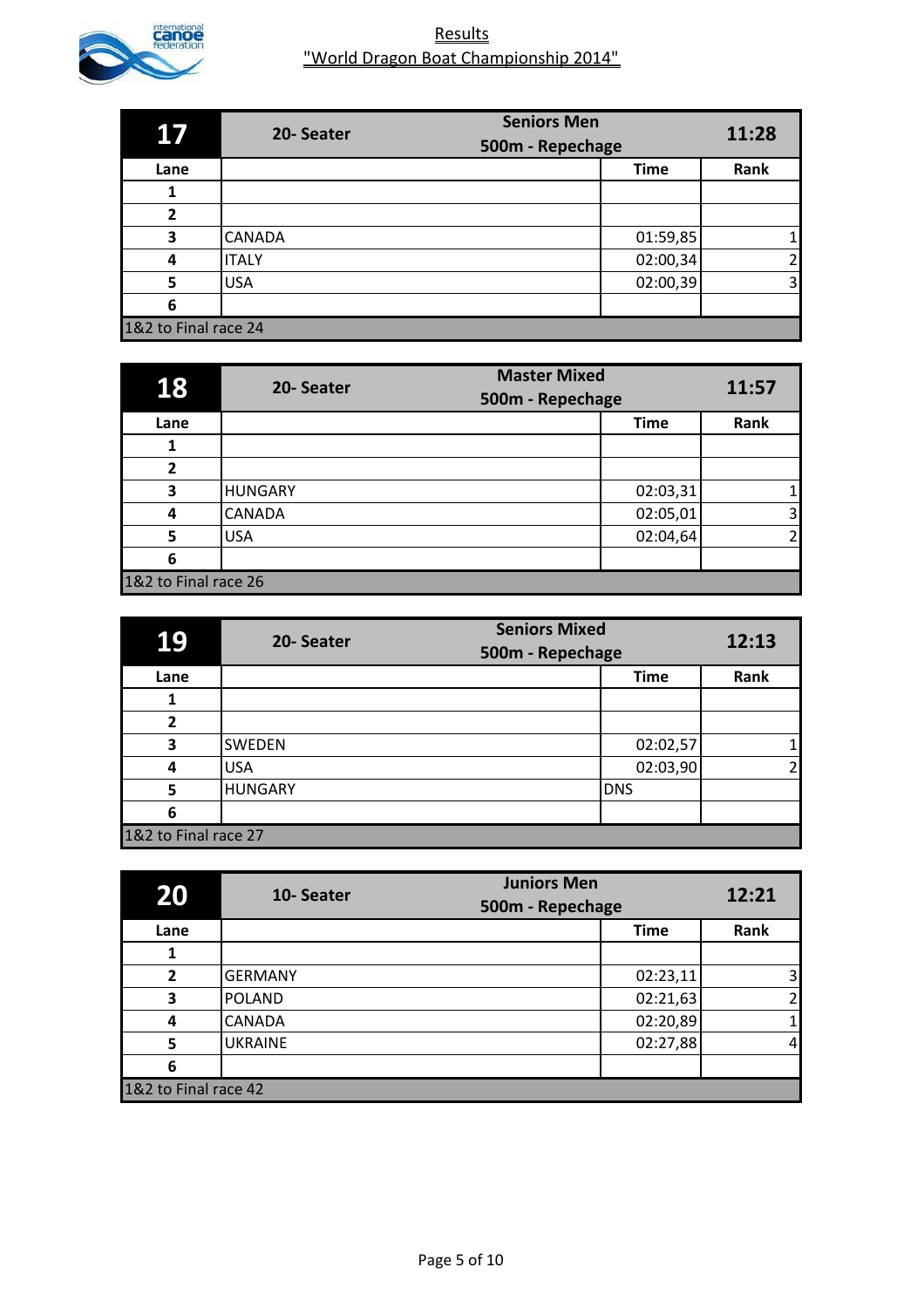# Results
## "World Dragon Boat Championship 2014"

| 17 | 20- Seater | Seniors Men 500m - Repechage | 11:28 |
|---|---|---|---|
| Lane | | Time | Rank |
| 1 | | | |
| 2 | | | |
| 3 | CANADA | 01:59,85 | 1 |
| 4 | ITALY | 02:00,34 | 2 |
| 5 | USA | 02:00,39 | 3 |
| 6 | | | |
| 1&2 to Final race 24 | | | |

| 18 | 20- Seater | Master Mixed 500m - Repechage | 11:57 |
|---|---|---|---|
| Lane | | Time | Rank |
| 1 | | | |
| 2 | | | |
| 3 | HUNGARY | 02:03,31 | 1 |
| 4 | CANADA | 02:05,01 | 3 |
| 5 | USA | 02:04,64 | 2 |
| 6 | | | |
| 1&2 to Final race 26 | | | |

| 19 | 20- Seater | Seniors Mixed 500m - Repechage | 12:13 |
|---|---|---|---|
| Lane | | Time | Rank |
| 1 | | | |
| 2 | | | |
| 3 | SWEDEN | 02:02,57 | 1 |
| 4 | USA | 02:03,90 | 2 |
| 5 | HUNGARY | DNS | |
| 6 | | | |
| 1&2 to Final race 27 | | | |

| 20 | 10- Seater | Juniors Men 500m - Repechage | 12:21 |
|---|---|---|---|
| Lane | | Time | Rank |
| 1 | | | |
| 2 | GERMANY | 02:23,11 | 3 |
| 3 | POLAND | 02:21,63 | 2 |
| 4 | CANADA | 02:20,89 | 1 |
| 5 | UKRAINE | 02:27,88 | 4 |
| 6 | | | |
| 1&2 to Final race 42 | | | |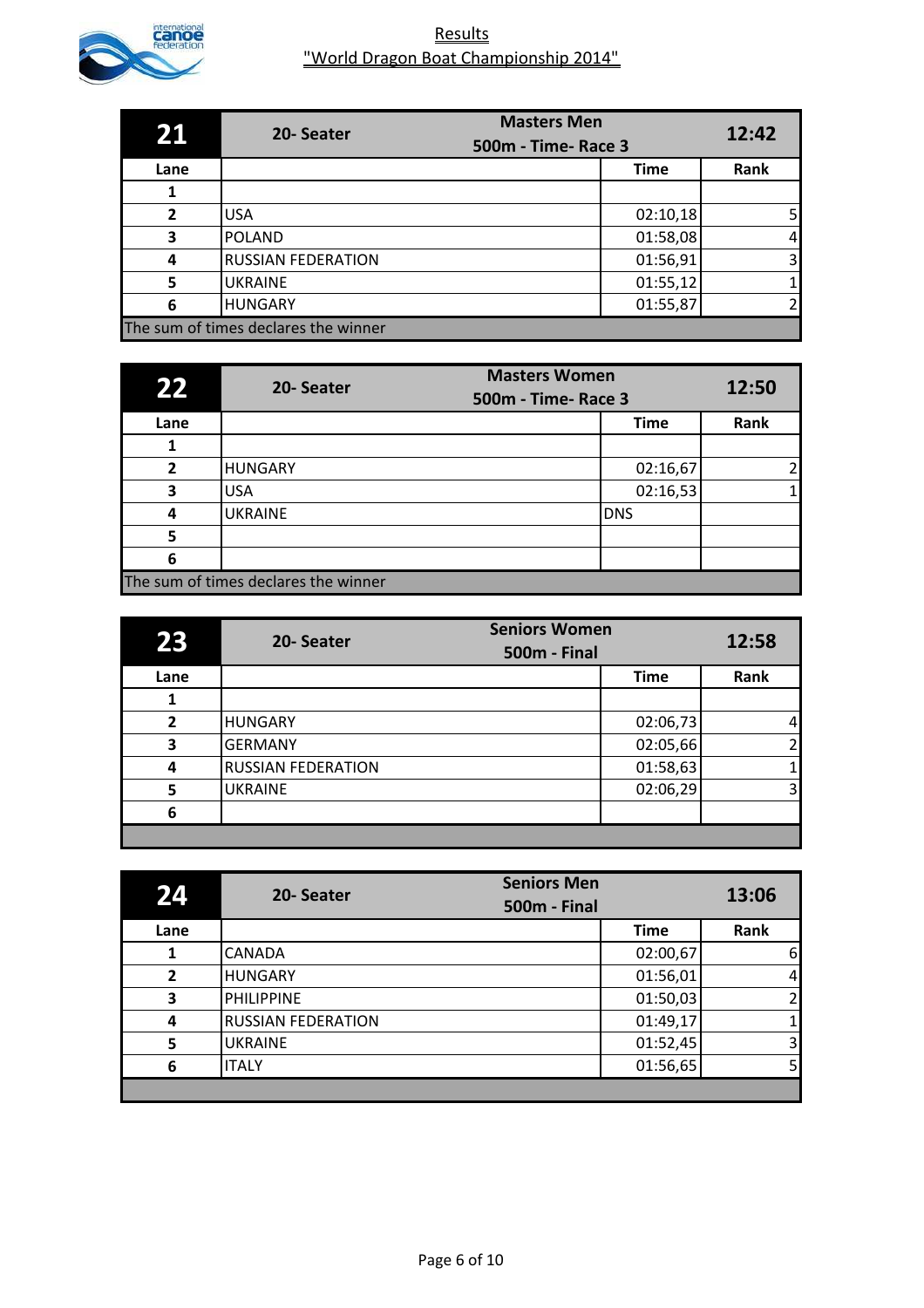# Results

## "World Dragon Boat Championship 2014"

| 21 | 20- Seater | Masters Men 500m - Time- Race 3 | 12:42 |
|---|---|---|---|
| Lane | | Time | Rank |
| 1 | | | |
| 2 | USA | 02:10,18 | 5 |
| 3 | POLAND | 01:58,08 | 4 |
| 4 | RUSSIAN FEDERATION | 01:56,91 | 3 |
| 5 | UKRAINE | 01:55,12 | 1 |
| 6 | HUNGARY | 01:55,87 | 2 |
| The sum of times declares the winner | | | |

| 22 | 20- Seater | Masters Women 500m - Time- Race 3 | 12:50 |
|---|---|---|---|
| Lane | | Time | Rank |
| 1 | | | |
| 2 | HUNGARY | 02:16,67 | 2 |
| 3 | USA | 02:16,53 | 1 |
| 4 | UKRAINE | DNS | |
| 5 | | | |
| 6 | | | |
| The sum of times declares the winner | | | |

| 23 | 20- Seater | Seniors Women 500m - Final | 12:58 |
|---|---|---|---|
| Lane | | Time | Rank |
| 1 | | | |
| 2 | HUNGARY | 02:06,73 | 4 |
| 3 | GERMANY | 02:05,66 | 2 |
| 4 | RUSSIAN FEDERATION | 01:58,63 | 1 |
| 5 | UKRAINE | 02:06,29 | 3 |
| 6 | | | |

| 24 | 20- Seater | Seniors Men 500m - Final | 13:06 |
|---|---|---|---|
| Lane | | Time | Rank |
| 1 | CANADA | 02:00,67 | 6 |
| 2 | HUNGARY | 01:56,01 | 4 |
| 3 | PHILIPPINE | 01:50,03 | 2 |
| 4 | RUSSIAN FEDERATION | 01:49,17 | 1 |
| 5 | UKRAINE | 01:52,45 | 3 |
| 6 | ITALY | 01:56,65 | 5 |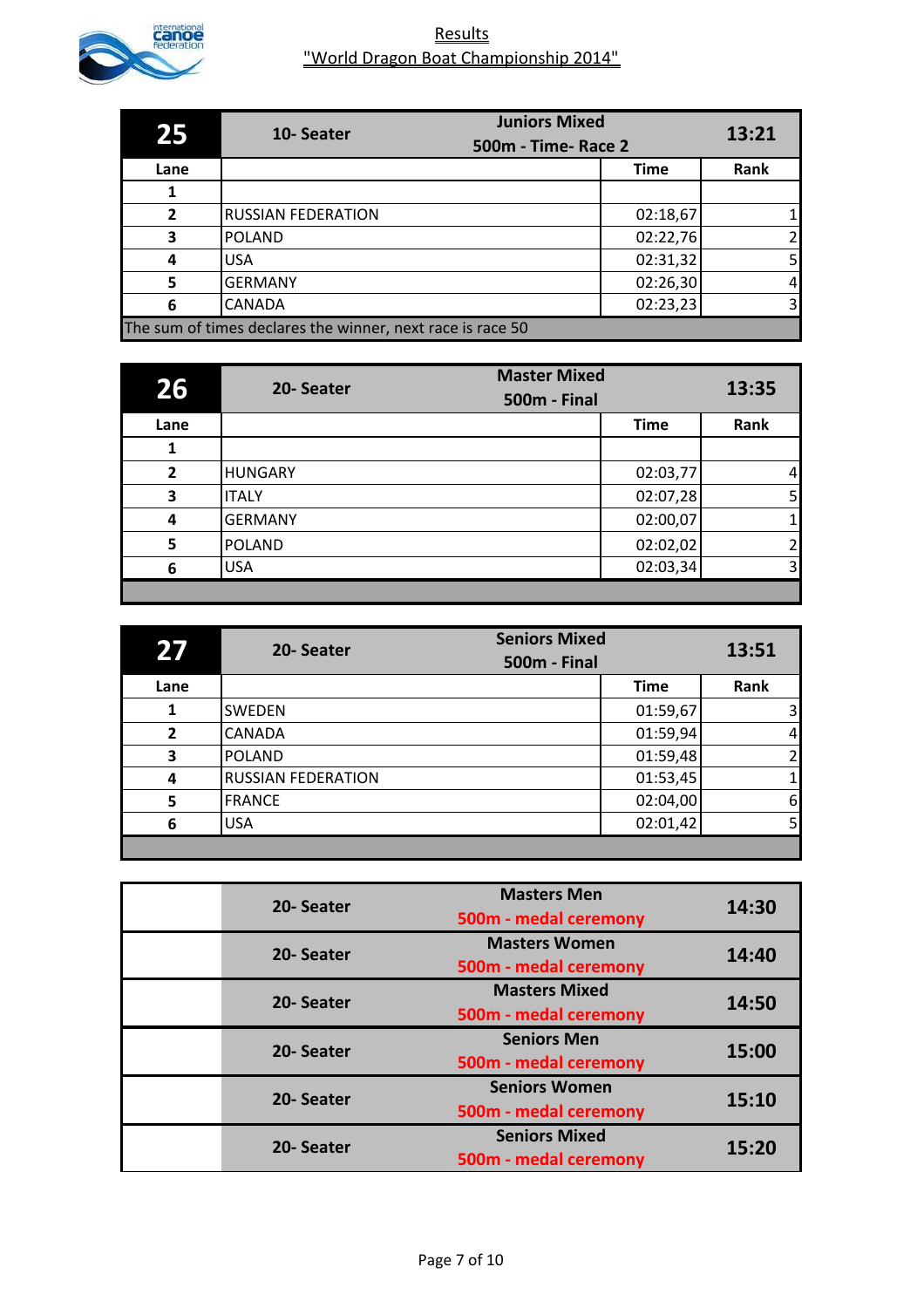# Results
## "World Dragon Boat Championship 2014"

| 25 | 10- Seater | Juniors Mixed 500m - Time- Race 2 | 13:21 |
|---|---|---|---|
| **Lane** | | **Time** | **Rank** |
| 1 | | | |
| 2 | RUSSIAN FEDERATION | 02:18,67 | 1 |
| 3 | POLAND | 02:22,76 | 2 |
| 4 | USA | 02:31,32 | 5 |
| 5 | GERMANY | 02:26,30 | 4 |
| 6 | CANADA | 02:23,23 | 3 |
| The sum of times declares the winner, next race is race 50 | | | |

| 26 | 20- Seater | Master Mixed 500m - Final | 13:35 |
|---|---|---|---|
| **Lane** | | **Time** | **Rank** |
| 1 | | | |
| 2 | HUNGARY | 02:03,77 | 4 |
| 3 | ITALY | 02:07,28 | 5 |
| 4 | GERMANY | 02:00,07 | 1 |
| 5 | POLAND | 02:02,02 | 2 |
| 6 | USA | 02:03,34 | 3 |

| 27 | 20- Seater | Seniors Mixed 500m - Final | 13:51 |
|---|---|---|---|
| **Lane** | | **Time** | **Rank** |
| 1 | SWEDEN | 01:59,67 | 3 |
| 2 | CANADA | 01:59,94 | 4 |
| 3 | POLAND | 01:59,48 | 2 |
| 4 | RUSSIAN FEDERATION | 01:53,45 | 1 |
| 5 | FRANCE | 02:04,00 | 6 |
| 6 | USA | 02:01,42 | 5 |

| | | | |
|---|---|---|---|
| | 20- Seater | Masters Men 500m - medal ceremony | 14:30 |
| | 20- Seater | Masters Women 500m - medal ceremony | 14:40 |
| | 20- Seater | Masters Mixed 500m - medal ceremony | 14:50 |
| | 20- Seater | Seniors Men 500m - medal ceremony | 15:00 |
| | 20- Seater | Seniors Women 500m - medal ceremony | 15:10 |
| | 20- Seater | Seniors Mixed 500m - medal ceremony | 15:20 |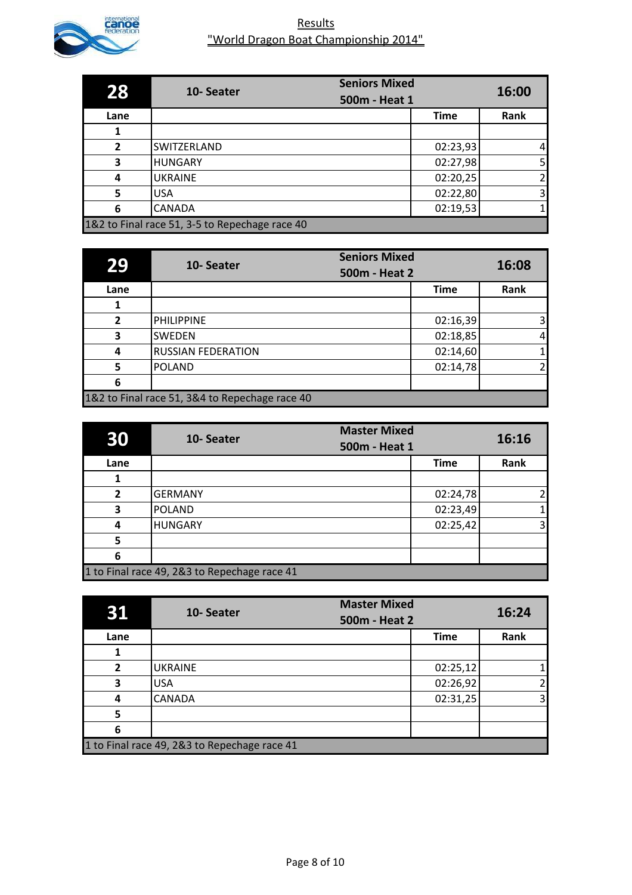# Results

## "World Dragon Boat Championship 2014"

| 28 | 10- Seater | Seniors Mixed 500m - Heat 1 | 16:00 |
|---|---|---|---|
| Lane | | Time | Rank |
| 1 | | | |
| 2 | SWITZERLAND | 02:23,93 | 4 |
| 3 | HUNGARY | 02:27,98 | 5 |
| 4 | UKRAINE | 02:20,25 | 2 |
| 5 | USA | 02:22,80 | 3 |
| 6 | CANADA | 02:19,53 | 1 |
| 1&2 to Final race 51, 3-5 to Repechage race 40 | | | |

| 29 | 10- Seater | Seniors Mixed 500m - Heat 2 | 16:08 |
|---|---|---|---|
| Lane | | Time | Rank |
| 1 | | | |
| 2 | PHILIPPINE | 02:16,39 | 3 |
| 3 | SWEDEN | 02:18,85 | 4 |
| 4 | RUSSIAN FEDERATION | 02:14,60 | 1 |
| 5 | POLAND | 02:14,78 | 2 |
| 6 | | | |
| 1&2 to Final race 51, 3&4 to Repechage race 40 | | | |

| 30 | 10- Seater | Master Mixed 500m - Heat 1 | 16:16 |
|---|---|---|---|
| Lane | | Time | Rank |
| 1 | | | |
| 2 | GERMANY | 02:24,78 | 2 |
| 3 | POLAND | 02:23,49 | 1 |
| 4 | HUNGARY | 02:25,42 | 3 |
| 5 | | | |
| 6 | | | |
| 1 to Final race 49, 2&3 to Repechage race 41 | | | |

| 31 | 10- Seater | Master Mixed 500m - Heat 2 | 16:24 |
|---|---|---|---|
| Lane | | Time | Rank |
| 1 | | | |
| 2 | UKRAINE | 02:25,12 | 1 |
| 3 | USA | 02:26,92 | 2 |
| 4 | CANADA | 02:31,25 | 3 |
| 5 | | | |
| 6 | | | |
| 1 to Final race 49, 2&3 to Repechage race 41 | | | |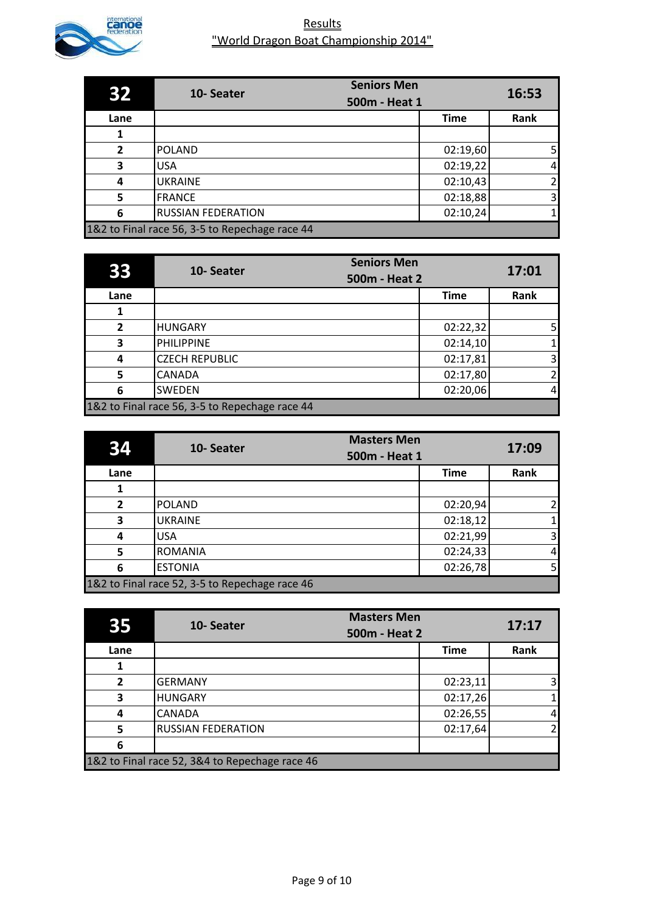# Results

## "World Dragon Boat Championship 2014"

| 32 | 10- Seater | Seniors Men 500m - Heat 1 | 16:53 |
|---|---|---|---|
| Lane | | Time | Rank |
| 1 | | | |
| 2 | POLAND | 02:19,60 | 5 |
| 3 | USA | 02:19,22 | 4 |
| 4 | UKRAINE | 02:10,43 | 2 |
| 5 | FRANCE | 02:18,88 | 3 |
| 6 | RUSSIAN FEDERATION | 02:10,24 | 1 |
| 1&2 to Final race 56, 3-5 to Repechage race 44 | | | |

| 33 | 10- Seater | Seniors Men 500m - Heat 2 | 17:01 |
|---|---|---|---|
| Lane | | Time | Rank |
| 1 | | | |
| 2 | HUNGARY | 02:22,32 | 5 |
| 3 | PHILIPPINE | 02:14,10 | 1 |
| 4 | CZECH REPUBLIC | 02:17,81 | 3 |
| 5 | CANADA | 02:17,80 | 2 |
| 6 | SWEDEN | 02:20,06 | 4 |
| 1&2 to Final race 56, 3-5 to Repechage race 44 | | | |

| 34 | 10- Seater | Masters Men 500m - Heat 1 | 17:09 |
|---|---|---|---|
| Lane | | Time | Rank |
| 1 | | | |
| 2 | POLAND | 02:20,94 | 2 |
| 3 | UKRAINE | 02:18,12 | 1 |
| 4 | USA | 02:21,99 | 3 |
| 5 | ROMANIA | 02:24,33 | 4 |
| 6 | ESTONIA | 02:26,78 | 5 |
| 1&2 to Final race 52, 3-5 to Repechage race 46 | | | |

| 35 | 10- Seater | Masters Men 500m - Heat 2 | 17:17 |
|---|---|---|---|
| Lane | | Time | Rank |
| 1 | | | |
| 2 | GERMANY | 02:23,11 | 3 |
| 3 | HUNGARY | 02:17,26 | 1 |
| 4 | CANADA | 02:26,55 | 4 |
| 5 | RUSSIAN FEDERATION | 02:17,64 | 2 |
| 6 | | | |
| 1&2 to Final race 52, 3&4 to Repechage race 46 | | | |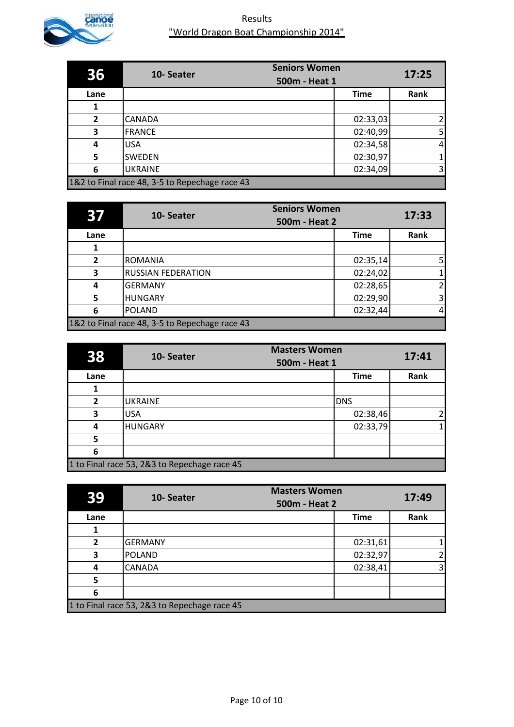# Results

## "World Dragon Boat Championship 2014"

| 36 | 10- Seater | Seniors Women 500m - Heat 1 | 17:25 |
|---|---|---|---|
| **Lane** | | **Time** | **Rank** |
| 1 | | | |
| 2 | CANADA | 02:33,03 | 2 |
| 3 | FRANCE | 02:40,99 | 5 |
| 4 | USA | 02:34,58 | 4 |
| 5 | SWEDEN | 02:30,97 | 1 |
| 6 | UKRAINE | 02:34,09 | 3 |
| 1&2 to Final race 48, 3-5 to Repechage race 43 | | | |

| 37 | 10- Seater | Seniors Women 500m - Heat 2 | 17:33 |
|---|---|---|---|
| **Lane** | | **Time** | **Rank** |
| 1 | | | |
| 2 | ROMANIA | 02:35,14 | 5 |
| 3 | RUSSIAN FEDERATION | 02:24,02 | 1 |
| 4 | GERMANY | 02:28,65 | 2 |
| 5 | HUNGARY | 02:29,90 | 3 |
| 6 | POLAND | 02:32,44 | 4 |
| 1&2 to Final race 48, 3-5 to Repechage race 43 | | | |

| 38 | 10- Seater | Masters Women 500m - Heat 1 | 17:41 |
|---|---|---|---|
| **Lane** | | **Time** | **Rank** |
| 1 | | | |
| 2 | UKRAINE | DNS | |
| 3 | USA | 02:38,46 | 2 |
| 4 | HUNGARY | 02:33,79 | 1 |
| 5 | | | |
| 6 | | | |
| 1 to Final race 53, 2&3 to Repechage race 45 | | | |

| 39 | 10- Seater | Masters Women 500m - Heat 2 | 17:49 |
|---|---|---|---|
| **Lane** | | **Time** | **Rank** |
| 1 | | | |
| 2 | GERMANY | 02:31,61 | 1 |
| 3 | POLAND | 02:32,97 | 2 |
| 4 | CANADA | 02:38,41 | 3 |
| 5 | | | |
| 6 | | | |
| 1 to Final race 53, 2&3 to Repechage race 45 | | | |